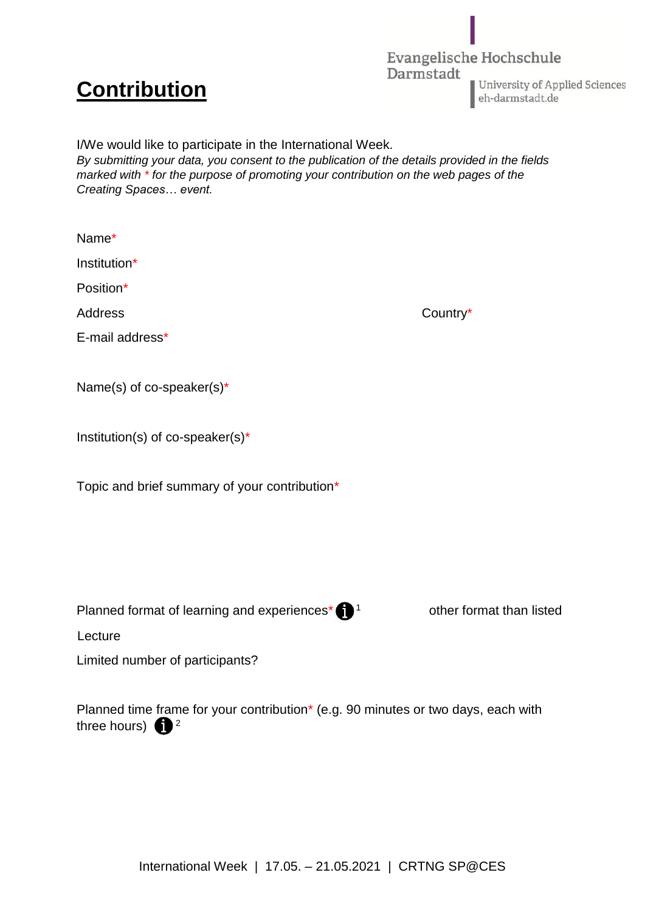Evangelische Hochschule Darmstadt
University of Applied Sciences
eh-darmstadt.de

# Contribution

I/We would like to participate in the International Week.
*By submitting your data, you consent to the publication of the details provided in the fields marked with * for the purpose of promoting your contribution on the web pages of the Creating Spaces… event.*

Name*

Institution*

Position*

Address

Country*

E-mail address*

Name(s) of co-speaker(s)*

Institution(s) of co-speaker(s)*

Topic and brief summary of your contribution*

Planned format of learning and experiences* [1]

other format than listed

Lecture

Limited number of participants?

Planned time frame for your contribution* (e.g. 90 minutes or two days, each with three hours) [2]

International Week | 17.05. – 21.05.2021 | CRTNG SP@CES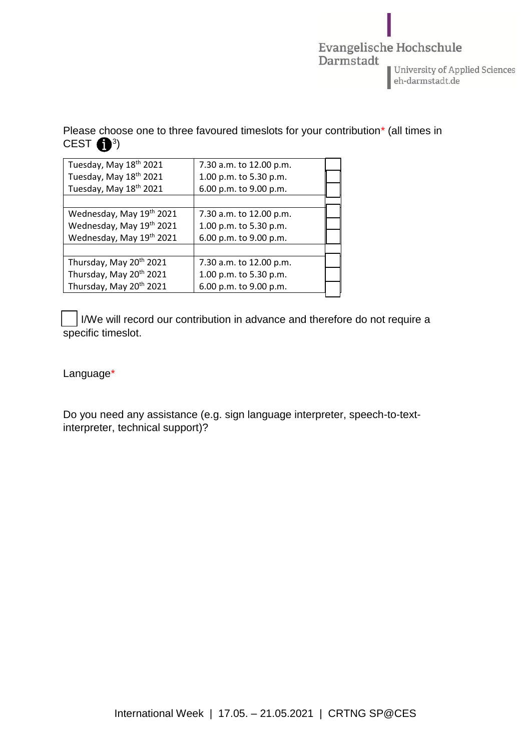Please choose one to three favoured timeslots for your contribution* (all times in CEST [3])

| | | |
|---|---|---|
| Tuesday, May 18th 2021 | 7.30 a.m. to 12.00 p.m. | ☐ |
| Tuesday, May 18th 2021 | 1.00 p.m. to 5.30 p.m. | ☐ |
| Tuesday, May 18th 2021 | 6.00 p.m. to 9.00 p.m. | ☐ |
| | | |
| Wednesday, May 19th 2021 | 7.30 a.m. to 12.00 p.m. | ☐ |
| Wednesday, May 19th 2021 | 1.00 p.m. to 5.30 p.m. | ☐ |
| Wednesday, May 19th 2021 | 6.00 p.m. to 9.00 p.m. | ☐ |
| | | |
| Thursday, May 20th 2021 | 7.30 a.m. to 12.00 p.m. | ☐ |
| Thursday, May 20th 2021 | 1.00 p.m. to 5.30 p.m. | ☐ |
| Thursday, May 20th 2021 | 6.00 p.m. to 9.00 p.m. | ☐ |

☐ I/We will record our contribution in advance and therefore do not require a specific timeslot.

Language*

Do you need any assistance (e.g. sign language interpreter, speech-to-text-interpreter, technical support)?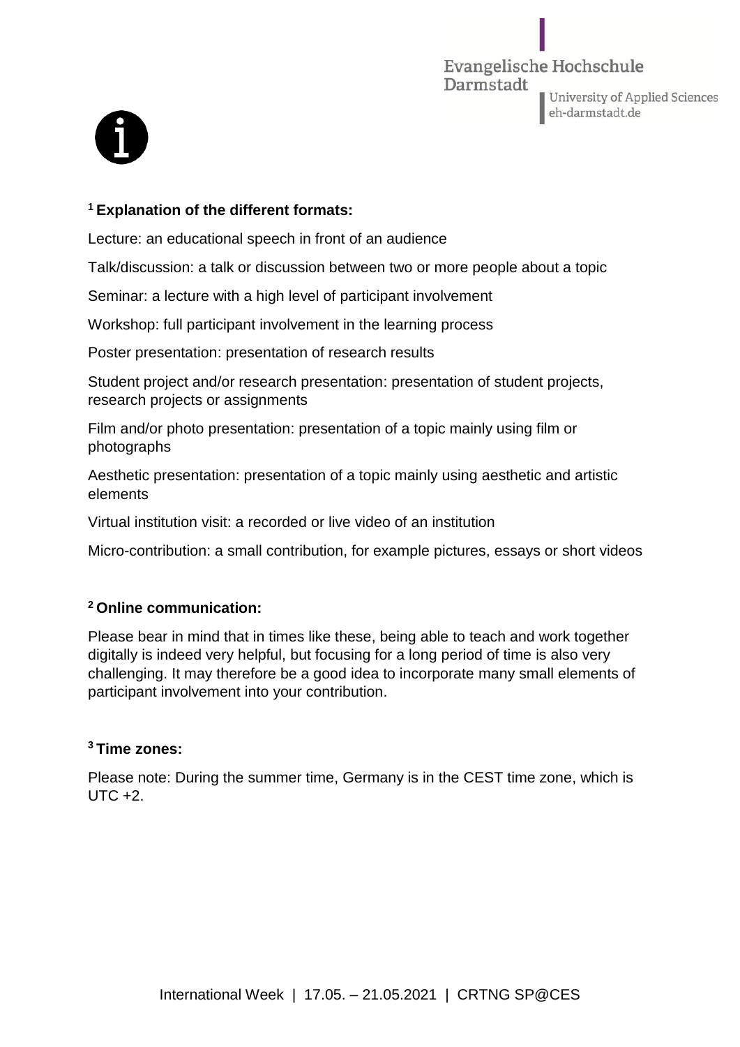## [1] Explanation of the different formats:

Lecture: an educational speech in front of an audience

Talk/discussion: a talk or discussion between two or more people about a topic

Seminar: a lecture with a high level of participant involvement

Workshop: full participant involvement in the learning process

Poster presentation: presentation of research results

Student project and/or research presentation: presentation of student projects, research projects or assignments

Film and/or photo presentation: presentation of a topic mainly using film or photographs

Aesthetic presentation: presentation of a topic mainly using aesthetic and artistic elements

Virtual institution visit: a recorded or live video of an institution

Micro-contribution: a small contribution, for example pictures, essays or short videos

## [2] Online communication:

Please bear in mind that in times like these, being able to teach and work together digitally is indeed very helpful, but focusing for a long period of time is also very challenging. It may therefore be a good idea to incorporate many small elements of participant involvement into your contribution.

## [3] Time zones:

Please note: During the summer time, Germany is in the CEST time zone, which is UTC +2.